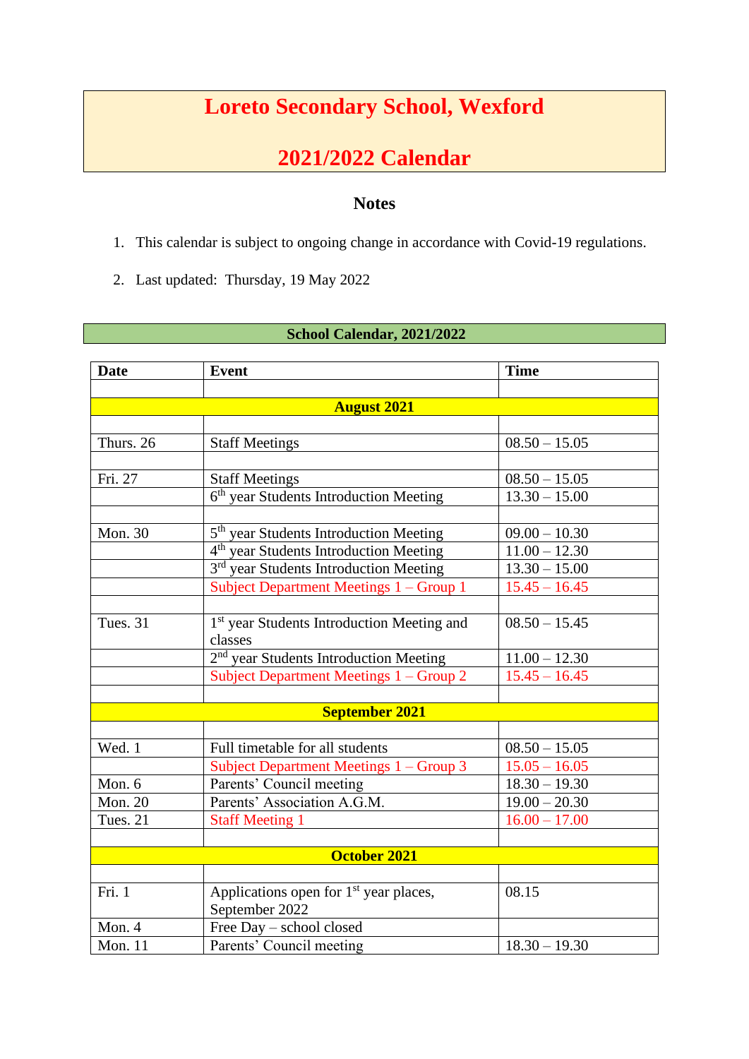# Loreto Secondary School, Wexford

# 2021/2022 Calendar

## Notes

1. This calendar is subject to ongoing change in accordance with Covid-19 regulations.

2. Last updated: Thursday, 19 May 2022

### School Calendar, 2021/2022

| Date | Event | Time |
|---|---|---|
| | | |
| **August 2021** | | |
| | | |
| Thurs. 26 | Staff Meetings | 08.50 – 15.05 |
| | | |
| Fri. 27 | Staff Meetings | 08.50 – 15.05 |
| | 6th year Students Introduction Meeting | 13.30 – 15.00 |
| | | |
| Mon. 30 | 5th year Students Introduction Meeting | 09.00 – 10.30 |
| | 4th year Students Introduction Meeting | 11.00 – 12.30 |
| | 3rd year Students Introduction Meeting | 13.30 – 15.00 |
| | Subject Department Meetings 1 – Group 1 | 15.45 – 16.45 |
| | | |
| Tues. 31 | 1st year Students Introduction Meeting and classes | 08.50 – 15.45 |
| | 2nd year Students Introduction Meeting | 11.00 – 12.30 |
| | Subject Department Meetings 1 – Group 2 | 15.45 – 16.45 |
| | | |
| **September 2021** | | |
| | | |
| Wed. 1 | Full timetable for all students | 08.50 – 15.05 |
| | Subject Department Meetings 1 – Group 3 | 15.05 – 16.05 |
| Mon. 6 | Parents' Council meeting | 18.30 – 19.30 |
| Mon. 20 | Parents' Association A.G.M. | 19.00 – 20.30 |
| Tues. 21 | Staff Meeting 1 | 16.00 – 17.00 |
| | | |
| **October 2021** | | |
| | | |
| Fri. 1 | Applications open for 1st year places, September 2022 | 08.15 |
| Mon. 4 | Free Day – school closed | |
| Mon. 11 | Parents' Council meeting | 18.30 – 19.30 |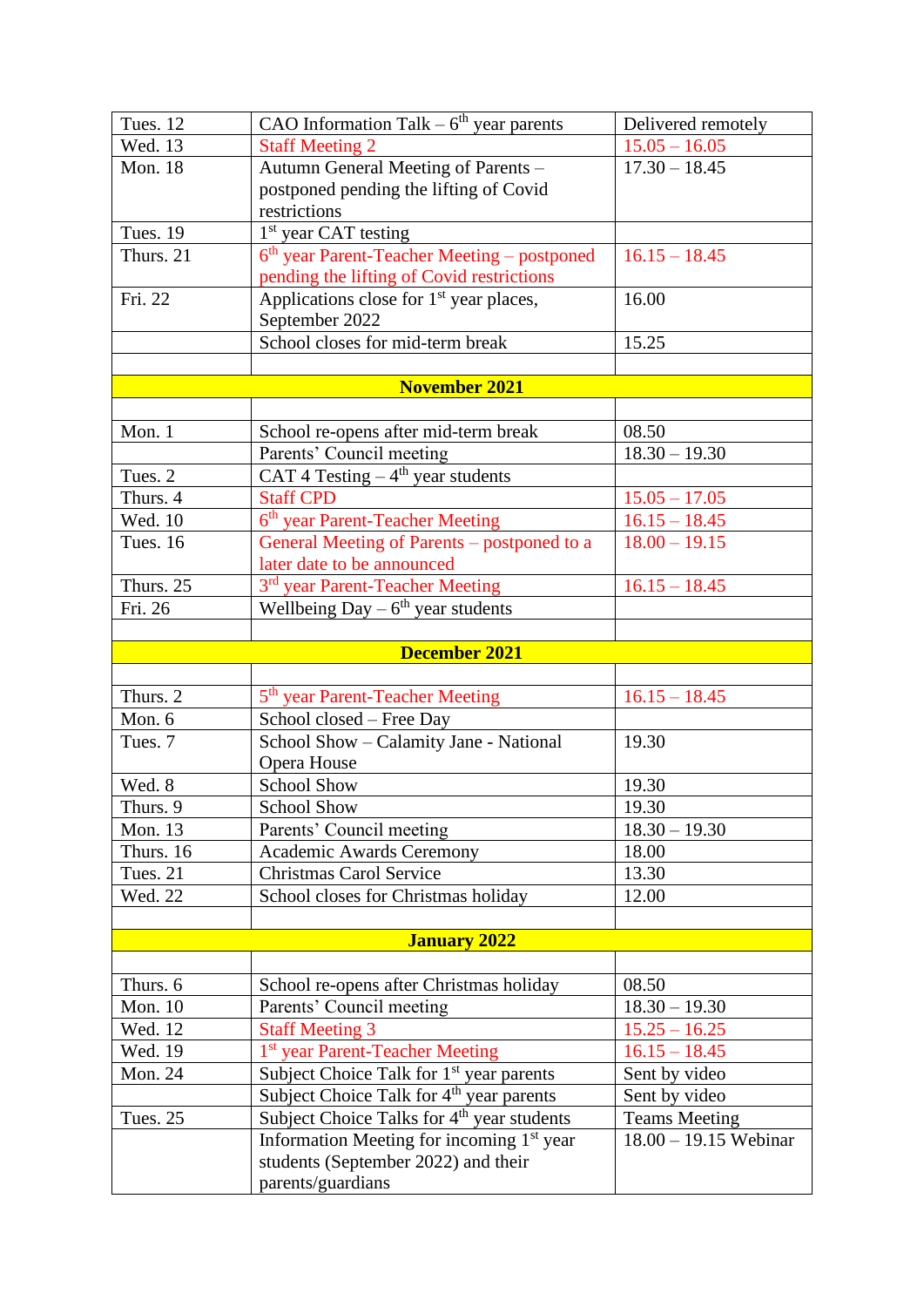| | | |
|---|---|---|
| Tues. 12 | CAO Information Talk – 6th year parents | Delivered remotely |
| Wed. 13 | Staff Meeting 2 | 15.05 – 16.05 |
| Mon. 18 | Autumn General Meeting of Parents – postponed pending the lifting of Covid restrictions | 17.30 – 18.45 |
| Tues. 19 | 1st year CAT testing | |
| Thurs. 21 | 6th year Parent-Teacher Meeting – postponed pending the lifting of Covid restrictions | 16.15 – 18.45 |
| Fri. 22 | Applications close for 1st year places, September 2022 | 16.00 |
| | School closes for mid-term break | 15.25 |
| | | |
| **November 2021** | | |
| | | |
| Mon. 1 | School re-opens after mid-term break | 08.50 |
| | Parents' Council meeting | 18.30 – 19.30 |
| Tues. 2 | CAT 4 Testing – 4th year students | |
| Thurs. 4 | Staff CPD | 15.05 – 17.05 |
| Wed. 10 | 6th year Parent-Teacher Meeting | 16.15 – 18.45 |
| Tues. 16 | General Meeting of Parents – postponed to a later date to be announced | 18.00 – 19.15 |
| Thurs. 25 | 3rd year Parent-Teacher Meeting | 16.15 – 18.45 |
| Fri. 26 | Wellbeing Day – 6th year students | |
| | | |
| **December 2021** | | |
| | | |
| Thurs. 2 | 5th year Parent-Teacher Meeting | 16.15 – 18.45 |
| Mon. 6 | School closed – Free Day | |
| Tues. 7 | School Show – Calamity Jane - National Opera House | 19.30 |
| Wed. 8 | School Show | 19.30 |
| Thurs. 9 | School Show | 19.30 |
| Mon. 13 | Parents' Council meeting | 18.30 – 19.30 |
| Thurs. 16 | Academic Awards Ceremony | 18.00 |
| Tues. 21 | Christmas Carol Service | 13.30 |
| Wed. 22 | School closes for Christmas holiday | 12.00 |
| | | |
| **January 2022** | | |
| | | |
| Thurs. 6 | School re-opens after Christmas holiday | 08.50 |
| Mon. 10 | Parents' Council meeting | 18.30 – 19.30 |
| Wed. 12 | Staff Meeting 3 | 15.25 – 16.25 |
| Wed. 19 | 1st year Parent-Teacher Meeting | 16.15 – 18.45 |
| Mon. 24 | Subject Choice Talk for 1st year parents | Sent by video |
| | Subject Choice Talk for 4th year parents | Sent by video |
| Tues. 25 | Subject Choice Talks for 4th year students | Teams Meeting |
| | Information Meeting for incoming 1st year students (September 2022) and their parents/guardians | 18.00 – 19.15 Webinar |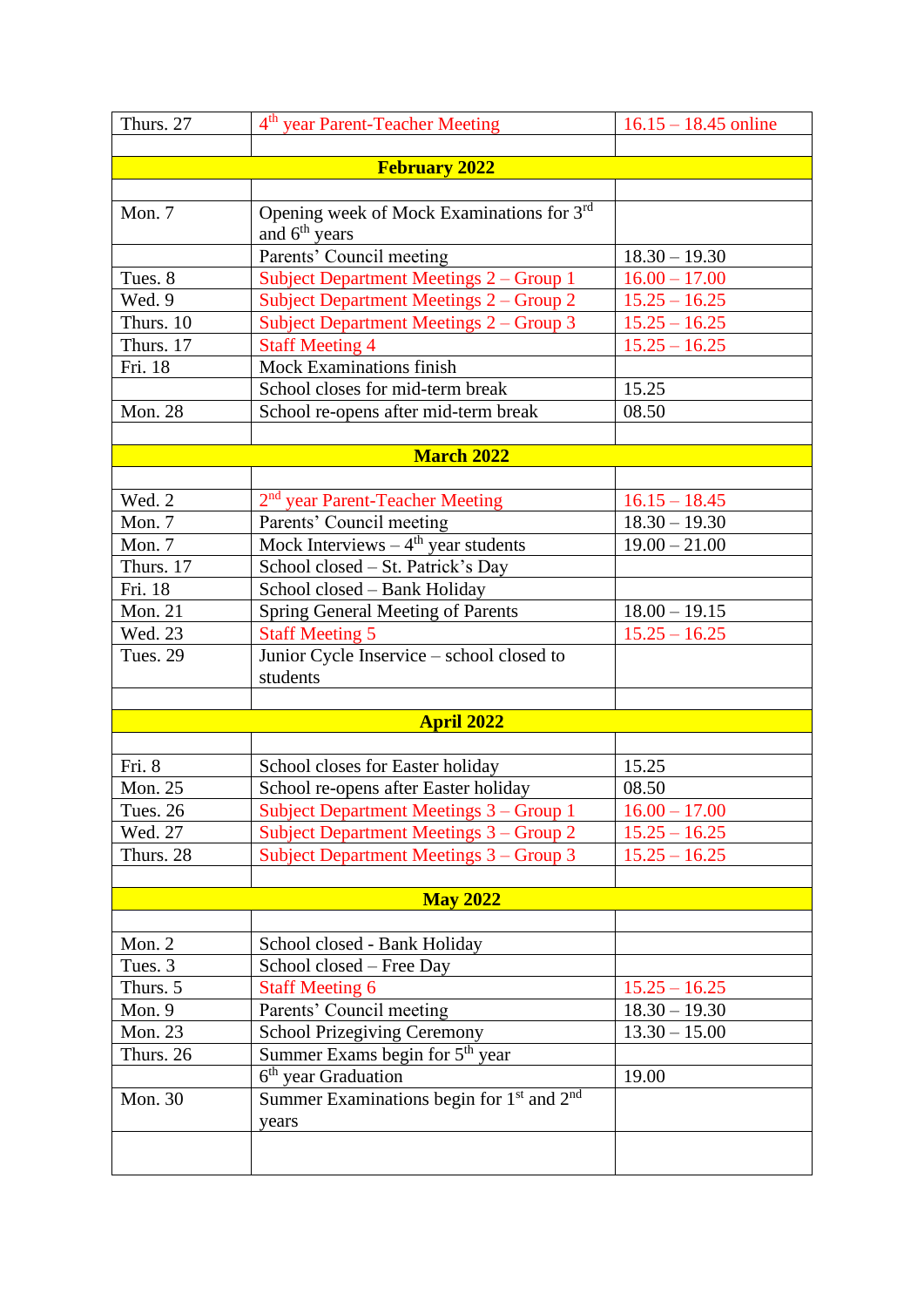| | | |
|---|---|---|
| Thurs. 27 | 4th year Parent-Teacher Meeting | 16.15 – 18.45 online |
| | | |
| **February 2022** | | |
| | | |
| Mon. 7 | Opening week of Mock Examinations for 3rd and 6th years | |
| | Parents' Council meeting | 18.30 – 19.30 |
| Tues. 8 | Subject Department Meetings 2 – Group 1 | 16.00 – 17.00 |
| Wed. 9 | Subject Department Meetings 2 – Group 2 | 15.25 – 16.25 |
| Thurs. 10 | Subject Department Meetings 2 – Group 3 | 15.25 – 16.25 |
| Thurs. 17 | Staff Meeting 4 | 15.25 – 16.25 |
| Fri. 18 | Mock Examinations finish | |
| | School closes for mid-term break | 15.25 |
| Mon. 28 | School re-opens after mid-term break | 08.50 |
| | | |
| **March 2022** | | |
| | | |
| Wed. 2 | 2nd year Parent-Teacher Meeting | 16.15 – 18.45 |
| Mon. 7 | Parents' Council meeting | 18.30 – 19.30 |
| Mon. 7 | Mock Interviews – 4th year students | 19.00 – 21.00 |
| Thurs. 17 | School closed – St. Patrick's Day | |
| Fri. 18 | School closed – Bank Holiday | |
| Mon. 21 | Spring General Meeting of Parents | 18.00 – 19.15 |
| Wed. 23 | Staff Meeting 5 | 15.25 – 16.25 |
| Tues. 29 | Junior Cycle Inservice – school closed to students | |
| | | |
| **April 2022** | | |
| | | |
| Fri. 8 | School closes for Easter holiday | 15.25 |
| Mon. 25 | School re-opens after Easter holiday | 08.50 |
| Tues. 26 | Subject Department Meetings 3 – Group 1 | 16.00 – 17.00 |
| Wed. 27 | Subject Department Meetings 3 – Group 2 | 15.25 – 16.25 |
| Thurs. 28 | Subject Department Meetings 3 – Group 3 | 15.25 – 16.25 |
| | | |
| **May 2022** | | |
| | | |
| Mon. 2 | School closed - Bank Holiday | |
| Tues. 3 | School closed – Free Day | |
| Thurs. 5 | Staff Meeting 6 | 15.25 – 16.25 |
| Mon. 9 | Parents' Council meeting | 18.30 – 19.30 |
| Mon. 23 | School Prizegiving Ceremony | 13.30 – 15.00 |
| Thurs. 26 | Summer Exams begin for 5th year | |
| | 6th year Graduation | 19.00 |
| Mon. 30 | Summer Examinations begin for 1st and 2nd years | |
| | | |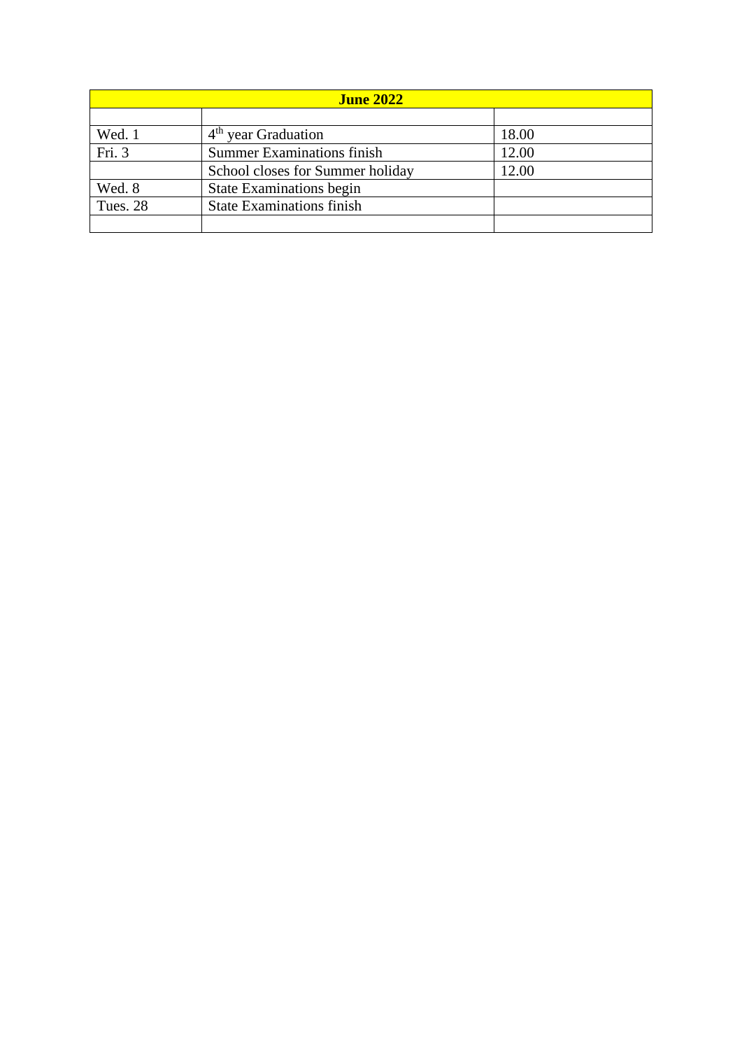| **June 2022** | | |
|---|---|---|
| | | |
| Wed. 1 | 4th year Graduation | 18.00 |
| Fri. 3 | Summer Examinations finish | 12.00 |
| | School closes for Summer holiday | 12.00 |
| Wed. 8 | State Examinations begin | |
| Tues. 28 | State Examinations finish | |
| | | |